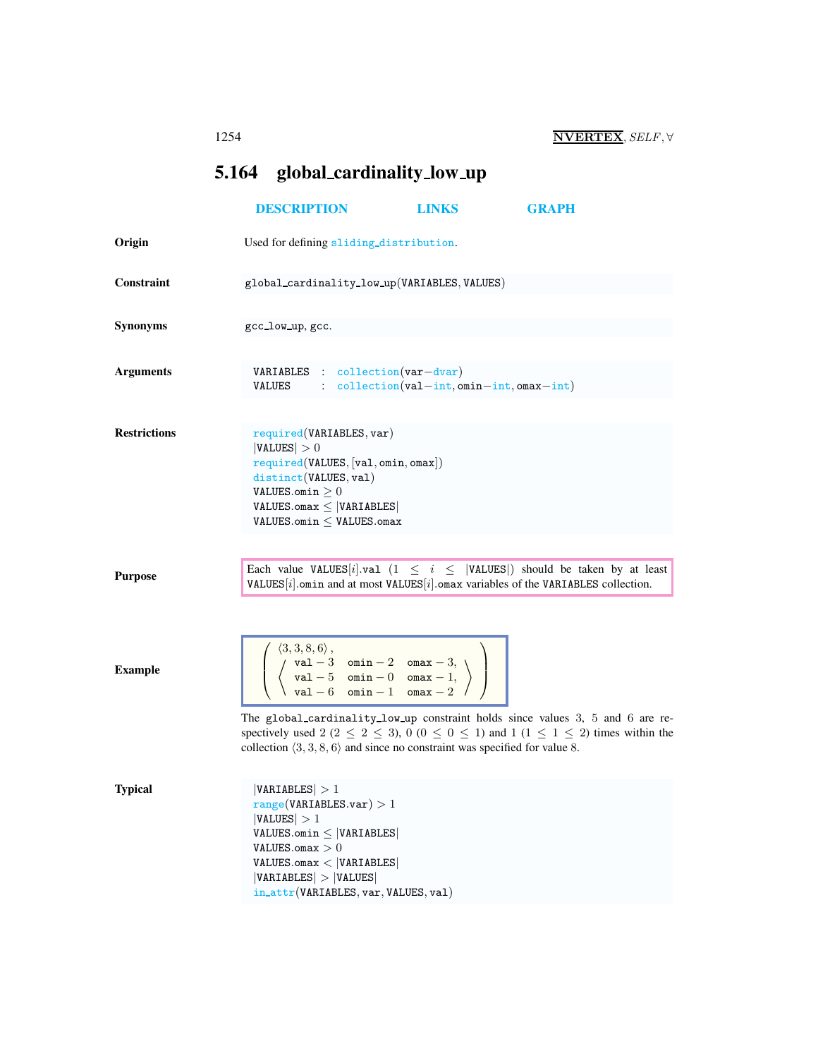## 5.164 global_cardinality_low_up

DESCRIPTION LINKS GRAPH

**Origin**

Used for defining sliding_distribution.

**Constraint**

global_cardinality_low_up(VARIABLES, VALUES)

**Synonyms**

gcc_low_up, gcc.

**Arguments**

```
VARIABLES : collection(var-dvar)
VALUES    : collection(val-int, omin-int, omax-int)
```

**Restrictions**

required(VARIABLES, var)
$|\text{VALUES}| > 0$
required(VALUES, [val, omin, omax])
distinct(VALUES, val)
$\text{VALUES.omin} \geq 0$
$\text{VALUES.omax} \leq |\text{VARIABLES}|$
$\text{VALUES.omin} \leq \text{VALUES.omax}$

**Purpose**

Each value VALUES[$i$].val ($1 \leq i \leq |\text{VALUES}|$) should be taken by at least VALUES[$i$].omin and at most VALUES[$i$].omax variables of the VARIABLES collection.

**Example**

$$\left(\begin{array}{l}\langle 3, 3, 8, 6\rangle, \\ \left\langle\begin{array}{lll}\text{val}-3 & \text{omin}-2 & \text{omax}-3, \\ \text{val}-5 & \text{omin}-0 & \text{omax}-1, \\ \text{val}-6 & \text{omin}-1 & \text{omax}-2\end{array}\right\rangle\end{array}\right)$$

The global_cardinality_low_up constraint holds since values 3, 5 and 6 are respectively used 2 ($2 \leq 2 \leq 3$), 0 ($0 \leq 0 \leq 1$) and 1 ($1 \leq 1 \leq 2$) times within the collection $\langle 3, 3, 8, 6\rangle$ and since no constraint was specified for value 8.

**Typical**

$|\text{VARIABLES}| > 1$
range(VARIABLES.var) $> 1$
$|\text{VALUES}| > 1$
$\text{VALUES.omin} \leq |\text{VARIABLES}|$
$\text{VALUES.omax} > 0$
$\text{VALUES.omax} < |\text{VARIABLES}|$
$|\text{VARIABLES}| > |\text{VALUES}|$
in_attr(VARIABLES, var, VALUES, val)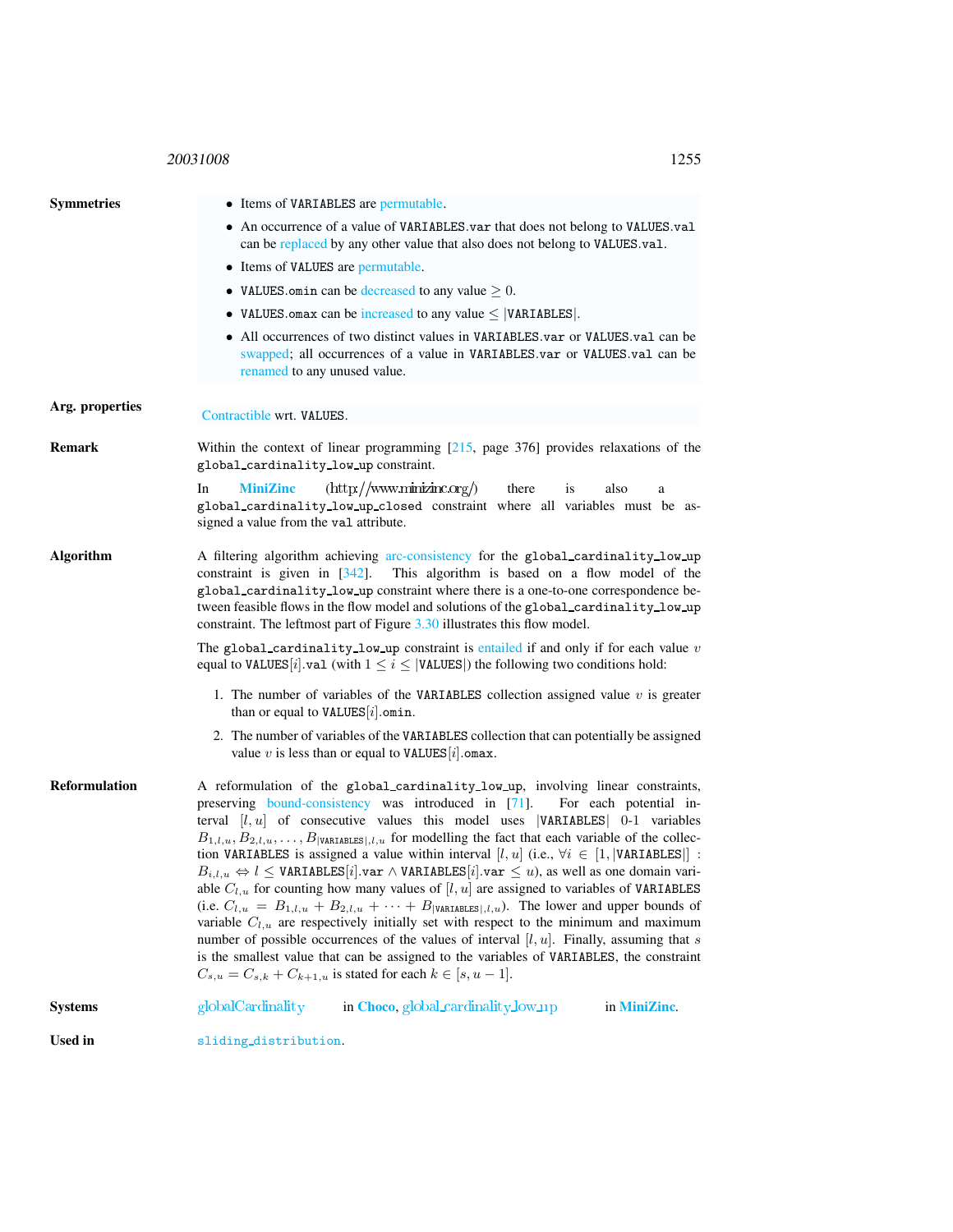**Symmetries**

- Items of VARIABLES are permutable.
- An occurrence of a value of VARIABLES.var that does not belong to VALUES.val can be replaced by any other value that also does not belong to VALUES.val.
- Items of VALUES are permutable.
- VALUES.omin can be decreased to any value $\geq 0$.
- VALUES.omax can be increased to any value $\leq |\text{VARIABLES}|$.
- All occurrences of two distinct values in VARIABLES.var or VALUES.val can be swapped; all occurrences of a value in VARIABLES.var or VALUES.val can be renamed to any unused value.

**Arg. properties**

Contractible wrt. VALUES.

**Remark**

Within the context of linear programming [215, page 376] provides relaxations of the global_cardinality_low_up constraint.

In **MiniZinc** (http://www.minizinc.org/) there is also a global_cardinality_low_up_closed constraint where all variables must be assigned a value from the val attribute.

**Algorithm**

A filtering algorithm achieving arc-consistency for the global_cardinality_low_up constraint is given in [342]. This algorithm is based on a flow model of the global_cardinality_low_up constraint where there is a one-to-one correspondence between feasible flows in the flow model and solutions of the global_cardinality_low_up constraint. The leftmost part of Figure 3.30 illustrates this flow model.

The global_cardinality_low_up constraint is entailed if and only if for each value $v$ equal to VALUES$[i]$.val (with $1 \leq i \leq |\text{VALUES}|$) the following two conditions hold:

1. The number of variables of the VARIABLES collection assigned value $v$ is greater than or equal to VALUES$[i]$.omin.
2. The number of variables of the VARIABLES collection that can potentially be assigned value $v$ is less than or equal to VALUES$[i]$.omax.

**Reformulation**

A reformulation of the global_cardinality_low_up, involving linear constraints, preserving bound-consistency was introduced in [71]. For each potential interval $[l, u]$ of consecutive values this model uses $|\text{VARIABLES}|$ 0-1 variables $B_{1,l,u}, B_{2,l,u}, \ldots, B_{|\text{VARIABLES}|,l,u}$ for modelling the fact that each variable of the collection VARIABLES is assigned a value within interval $[l, u]$ (i.e., $\forall i \in [1, |\text{VARIABLES}|]$ : $B_{i,l,u} \Leftrightarrow l \leq \text{VARIABLES}[i].\text{var} \wedge \text{VARIABLES}[i].\text{var} \leq u$), as well as one domain variable $C_{l,u}$ for counting how many values of $[l, u]$ are assigned to variables of VARIABLES (i.e. $C_{l,u} = B_{1,l,u} + B_{2,l,u} + \cdots + B_{|\text{VARIABLES}|,l,u}$). The lower and upper bounds of variable $C_{l,u}$ are respectively initially set with respect to the minimum and maximum number of possible occurrences of the values of interval $[l, u]$. Finally, assuming that $s$ is the smallest value that can be assigned to the variables of VARIABLES, the constraint $C_{s,u} = C_{s,k} + C_{k+1,u}$ is stated for each $k \in [s, u - 1]$.

**Systems**

globalCardinality in **Choco**, global_cardinality_low_up in **MiniZinc**.

**Used in**

sliding_distribution.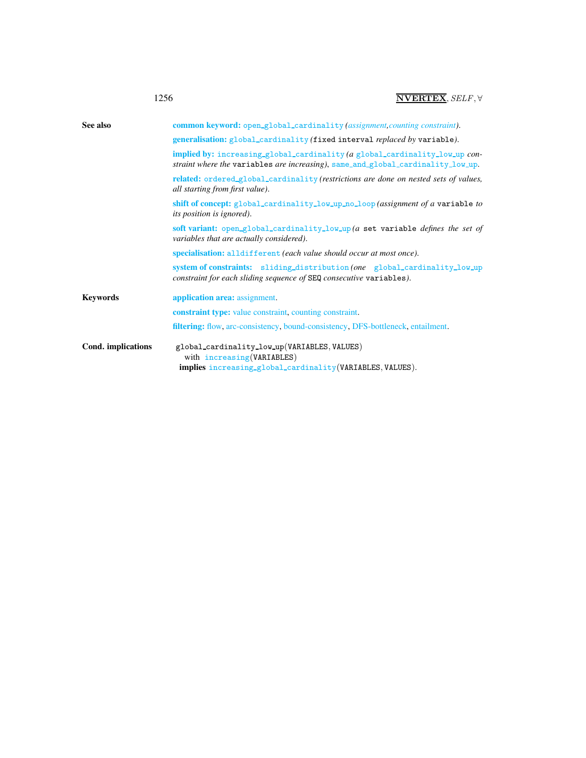**See also**

**common keyword:** open_global_cardinality *(assignment, counting constraint)*.

**generalisation:** global_cardinality *(*fixed interval *replaced by* variable*)*.

**implied by:** increasing_global_cardinality *(a* global_cardinality_low_up *constraint where the* variables *are increasing)*, same_and_global_cardinality_low_up.

**related:** ordered_global_cardinality *(restrictions are done on nested sets of values, all starting from first value)*.

**shift of concept:** global_cardinality_low_up_no_loop *(assignment of a* variable *to its position is ignored)*.

**soft variant:** open_global_cardinality_low_up *(a* set variable *defines the set of variables that are actually considered)*.

**specialisation:** alldifferent *(each value should occur at most once)*.

**system of constraints:** sliding_distribution *(one* global_cardinality_low_up *constraint for each sliding sequence of* SEQ *consecutive* variables*)*.

**Keywords**

**application area:** assignment.

**constraint type:** value constraint, counting constraint.

**filtering:** flow, arc-consistency, bound-consistency, DFS-bottleneck, entailment.

**Cond. implications**

global_cardinality_low_up(VARIABLES, VALUES)
with increasing(VARIABLES)
**implies** increasing_global_cardinality(VARIABLES, VALUES).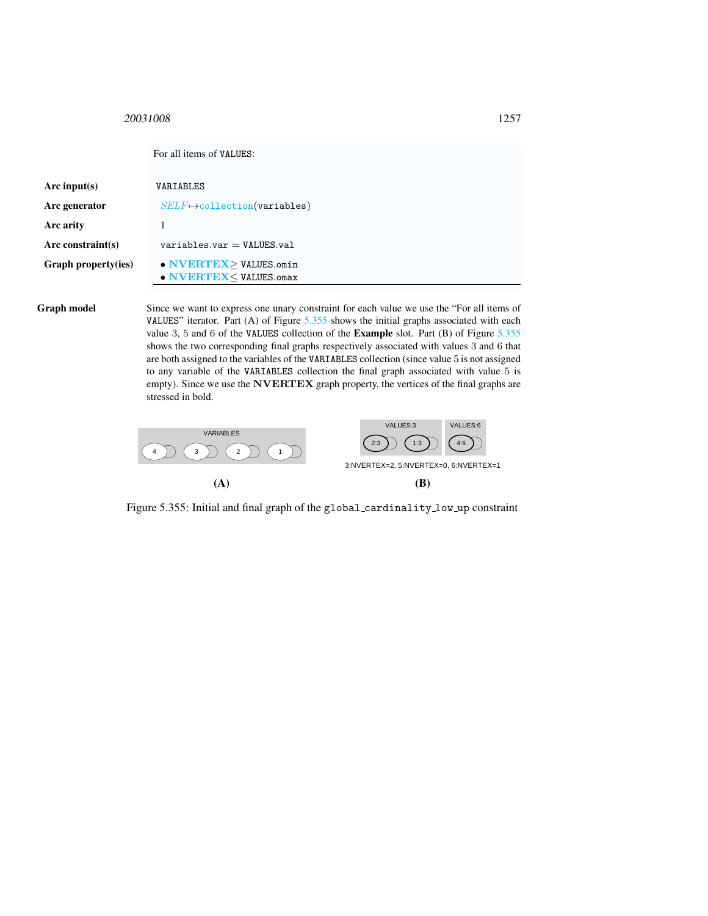For all items of VALUES:

| | |
|---|---|
| **Arc input(s)** | VARIABLES |
| **Arc generator** | *SELF* $\mapsto$ collection(variables) |
| **Arc arity** | 1 |
| **Arc constraint(s)** | variables.var = VALUES.val |
| **Graph property(ies)** | • **NVERTEX** $\geq$ VALUES.omin<br>• **NVERTEX** $\leq$ VALUES.omax |

**Graph model** Since we want to express one unary constraint for each value we use the "For all items of VALUES" iterator. Part (A) of Figure 5.355 shows the initial graphs associated with each value 3, 5 and 6 of the VALUES collection of the **Example** slot. Part (B) of Figure 5.355 shows the two corresponding final graphs respectively associated with values 3 and 6 that are both assigned to the variables of the VARIABLES collection (since value 5 is not assigned to any variable of the VARIABLES collection the final graph associated with value 5 is empty). Since we use the **NVERTEX** graph property, the vertices of the final graphs are stressed in bold.

VARIABLES

4 3 2 1

**(A)**

VALUES:3 VALUES:6

2:3 1:3 4:6

3:NVERTEX=2, 5:NVERTEX=0, 6:NVERTEX=1

**(B)**

Figure 5.355: Initial and final graph of the global_cardinality_low_up constraint